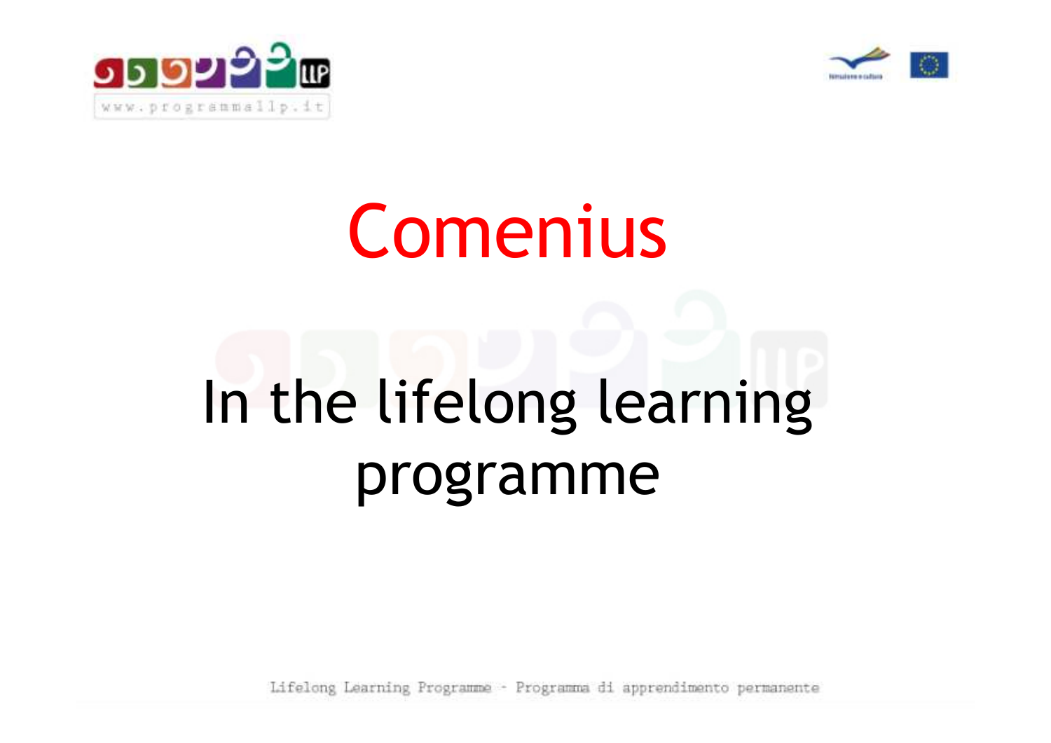# Comenius

## In the lifelong learning programme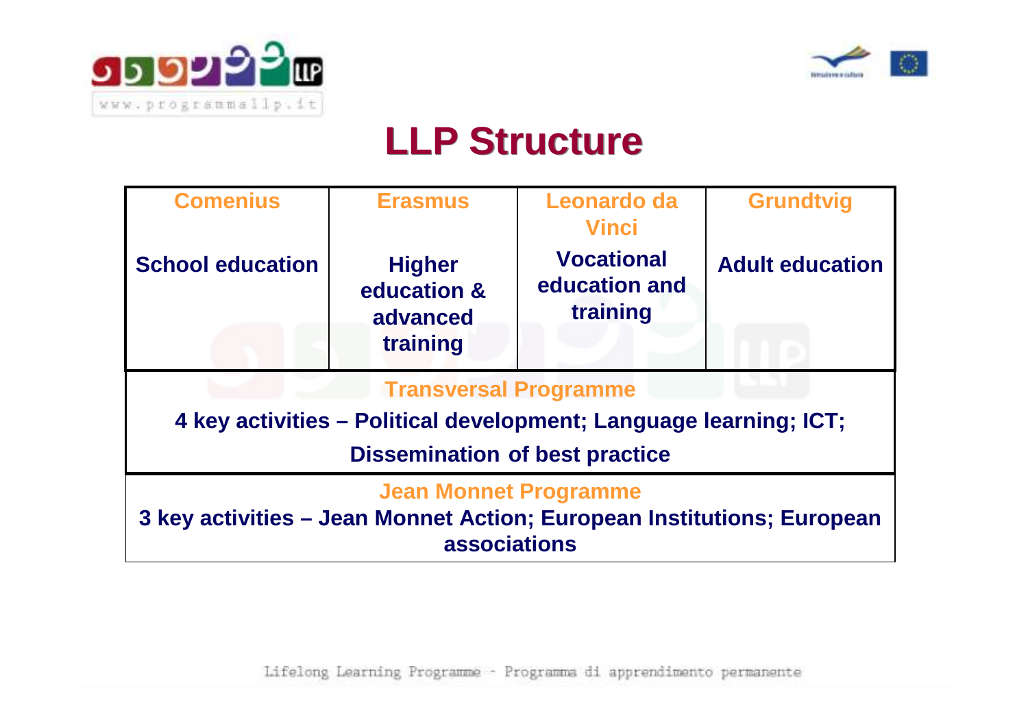# LLP Structure

| Comenius | Erasmus | Leonardo da Vinci | Grundtvig |
|---|---|---|---|
| **School education** | **Higher education & advanced training** | **Vocational education and training** | **Adult education** |
| Transversal Programme | | | |
| **4 key activities – Political development; Language learning; ICT; Dissemination of best practice** | | | |
| Jean Monnet Programme | | | |
| **3 key activities – Jean Monnet Action; European Institutions; European associations** | | | |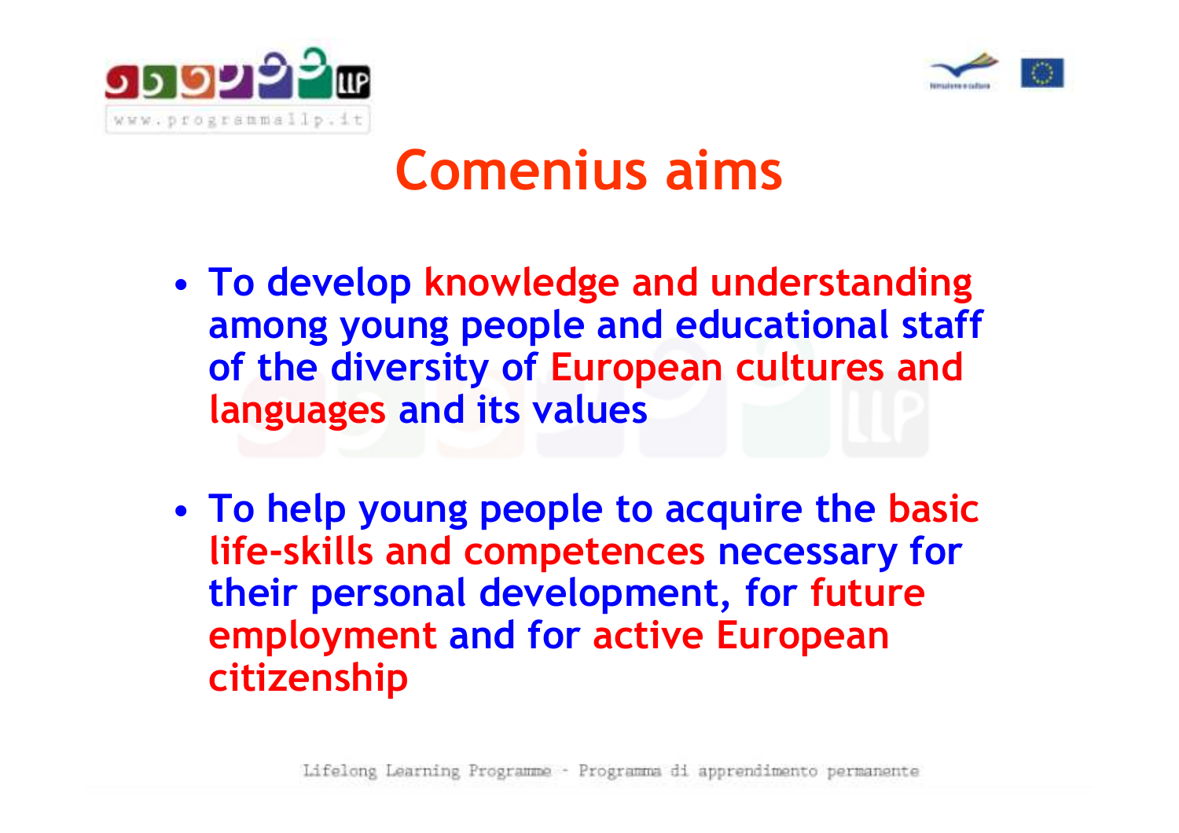# Comenius aims

- To develop knowledge and understanding among young people and educational staff of the diversity of European cultures and languages and its values

- To help young people to acquire the basic life-skills and competences necessary for their personal development, for future employment and for active European citizenship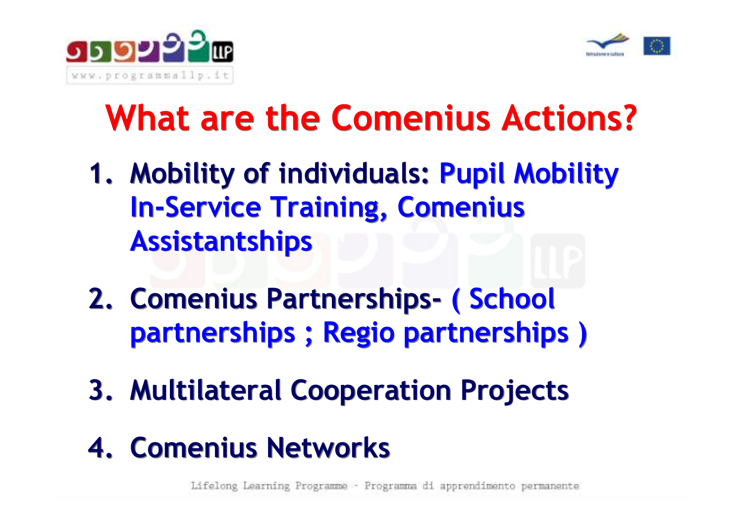# What are the Comenius Actions?

1. **Mobility of individuals:** Pupil Mobility In-Service Training, Comenius Assistantships
2. **Comenius Partnerships-** ( School partnerships ; Regio partnerships )
3. **Multilateral Cooperation Projects**
4. **Comenius Networks**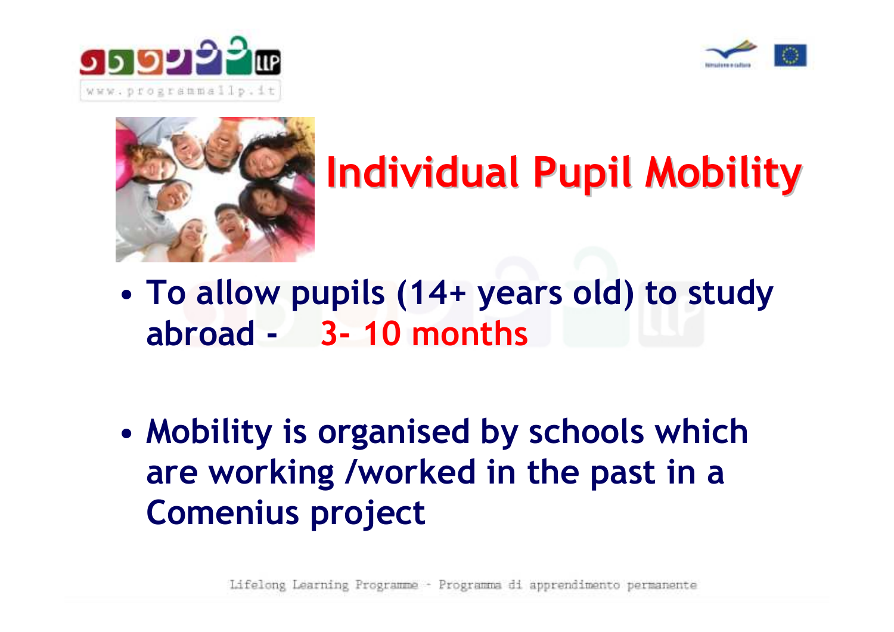# Individual Pupil Mobility

- **To allow pupils (14+ years old) to study abroad - 3- 10 months**

- **Mobility is organised by schools which are working /worked in the past in a Comenius project**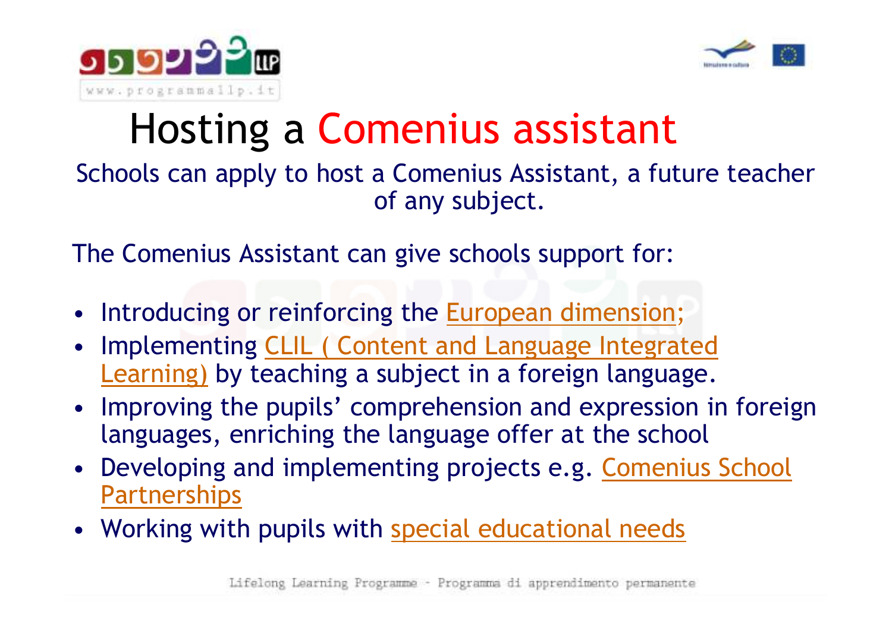# Hosting a Comenius assistant

Schools can apply to host a Comenius Assistant, a future teacher of any subject.

The Comenius Assistant can give schools support for:

- Introducing or reinforcing the European dimension;
- Implementing CLIL ( Content and Language Integrated Learning) by teaching a subject in a foreign language.
- Improving the pupils' comprehension and expression in foreign languages, enriching the language offer at the school
- Developing and implementing projects e.g. Comenius School Partnerships
- Working with pupils with special educational needs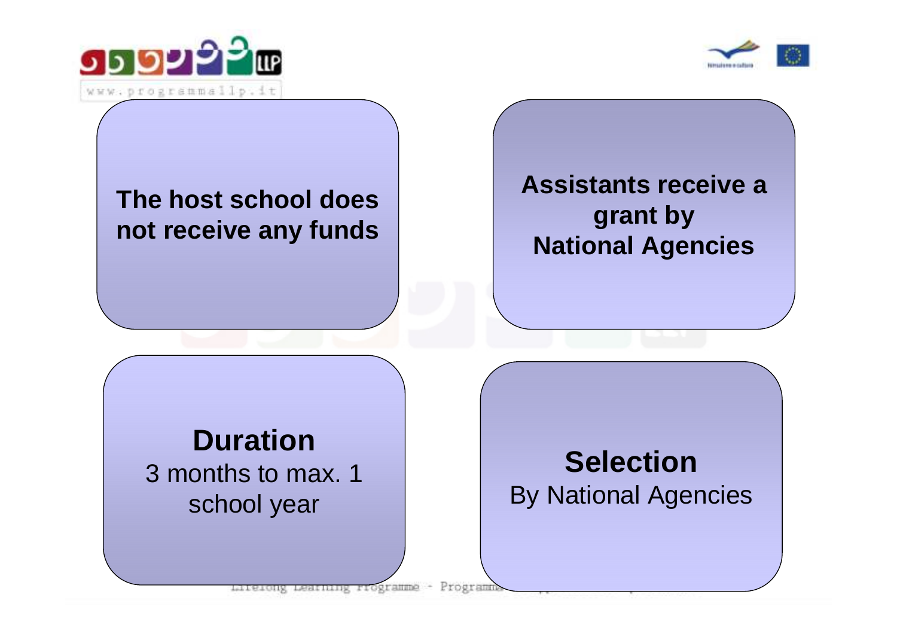**The host school does not receive any funds**

**Assistants receive a grant by National Agencies**

**Duration**

3 months to max. 1 school year

**Selection**

By National Agencies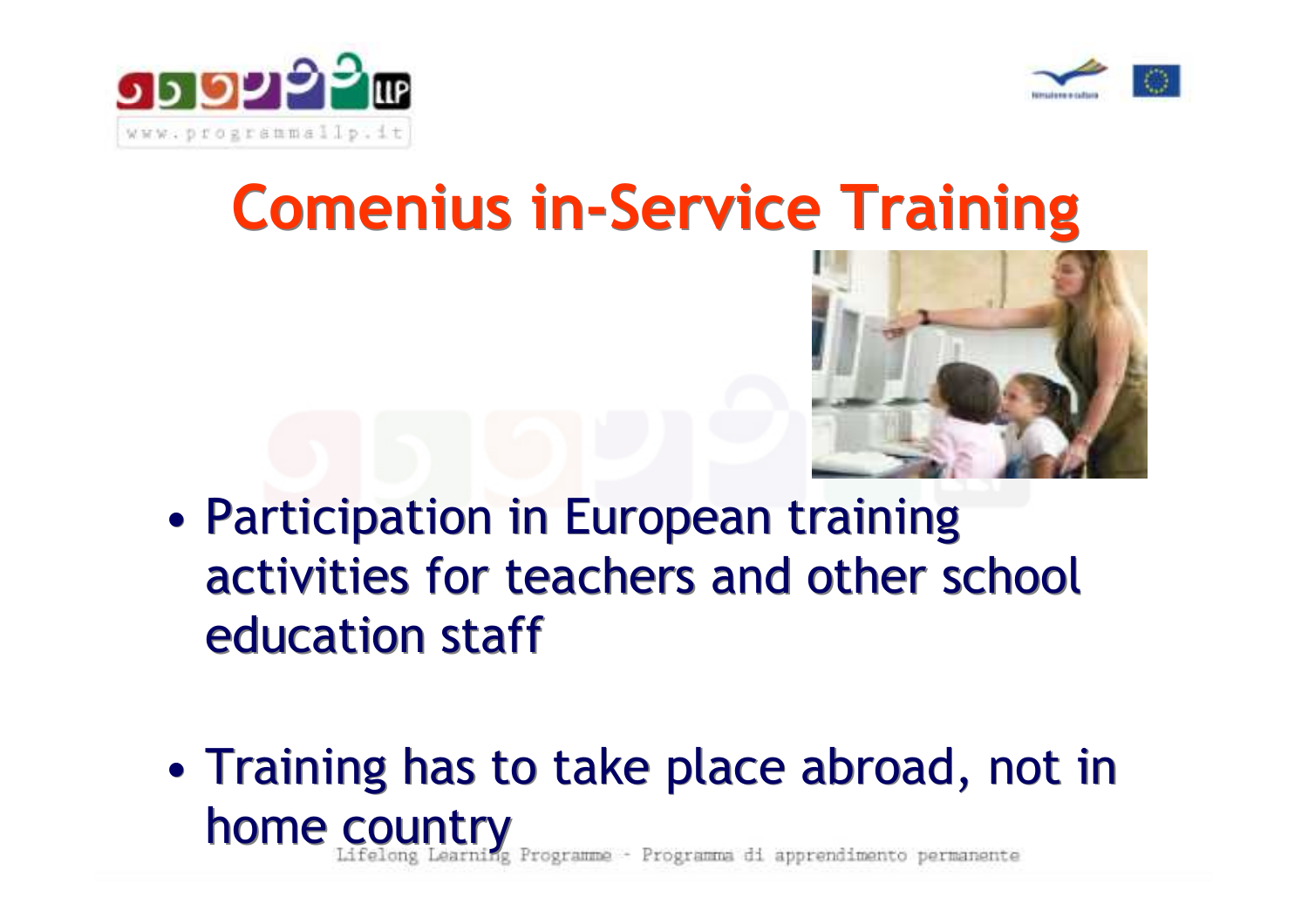# Comenius in-Service Training

- Participation in European training activities for teachers and other school education staff
- Training has to take place abroad, not in home country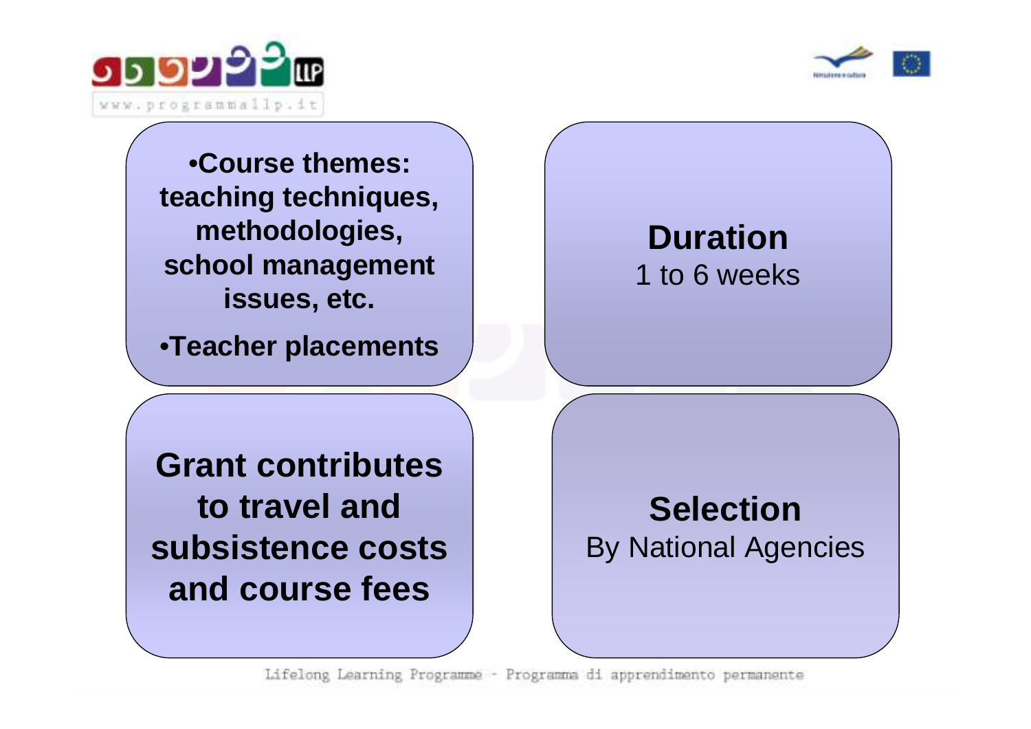- **Course themes: teaching techniques, methodologies, school management issues, etc.**
- **Teacher placements**

**Duration**
1 to 6 weeks

**Grant contributes to travel and subsistence costs and course fees**

**Selection**
By National Agencies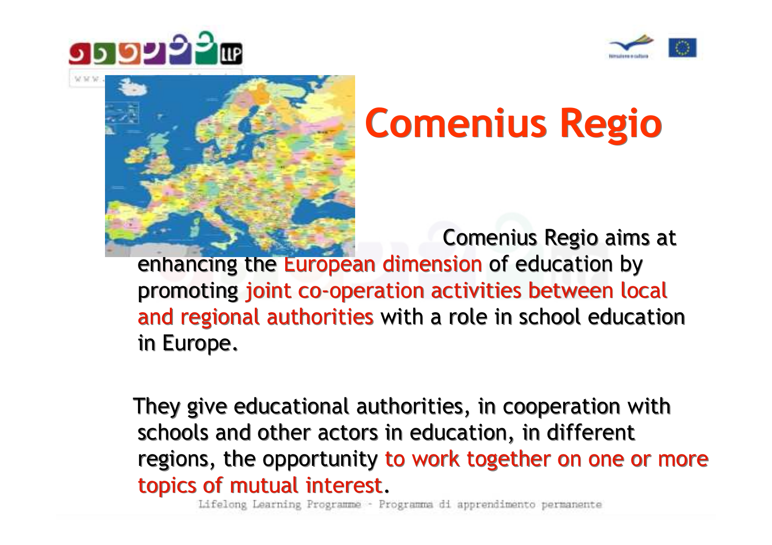# Comenius Regio

Comenius Regio aims at enhancing the European dimension of education by promoting joint co-operation activities between local and regional authorities with a role in school education in Europe.

They give educational authorities, in cooperation with schools and other actors in education, in different regions, the opportunity to work together on one or more topics of mutual interest.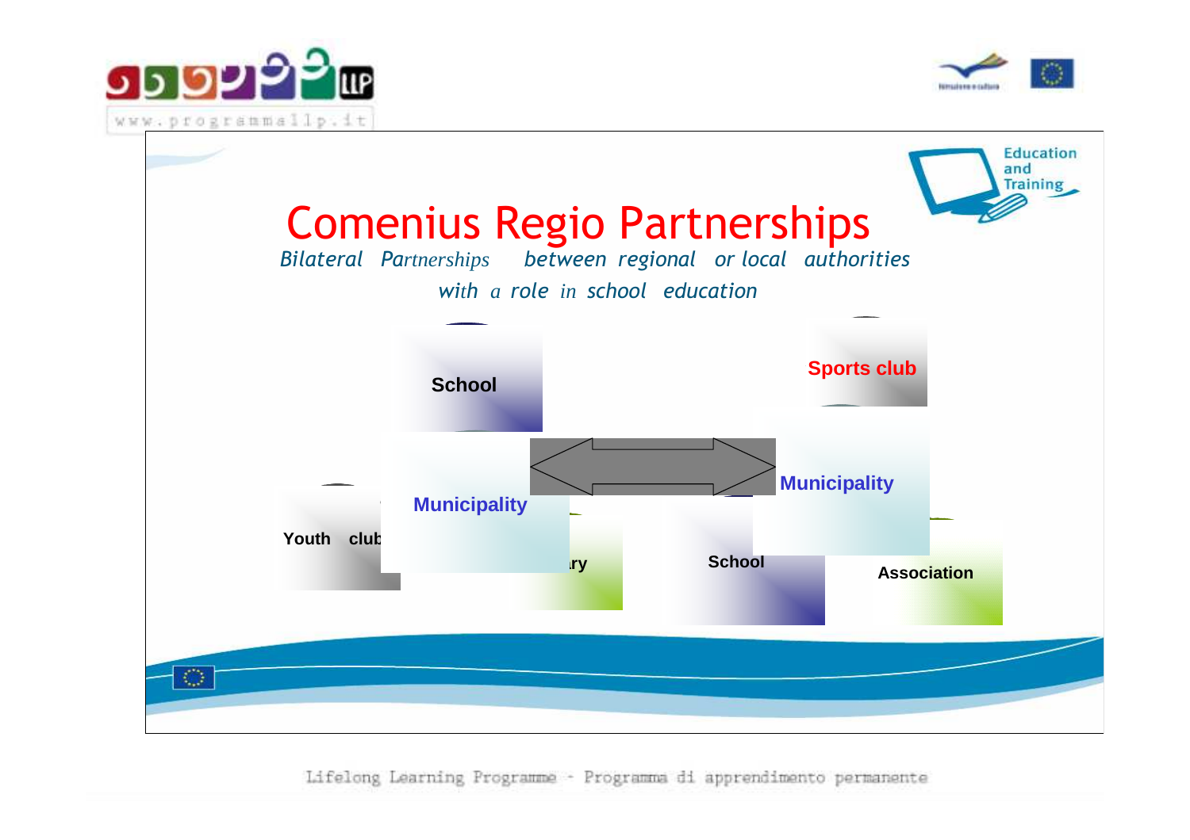# Comenius Regio Partnerships

*Bilateral Partnerships between regional or local authorities with a role in school education*

School

Sports club

Municipality

Municipality

Youth club

ry

School

Association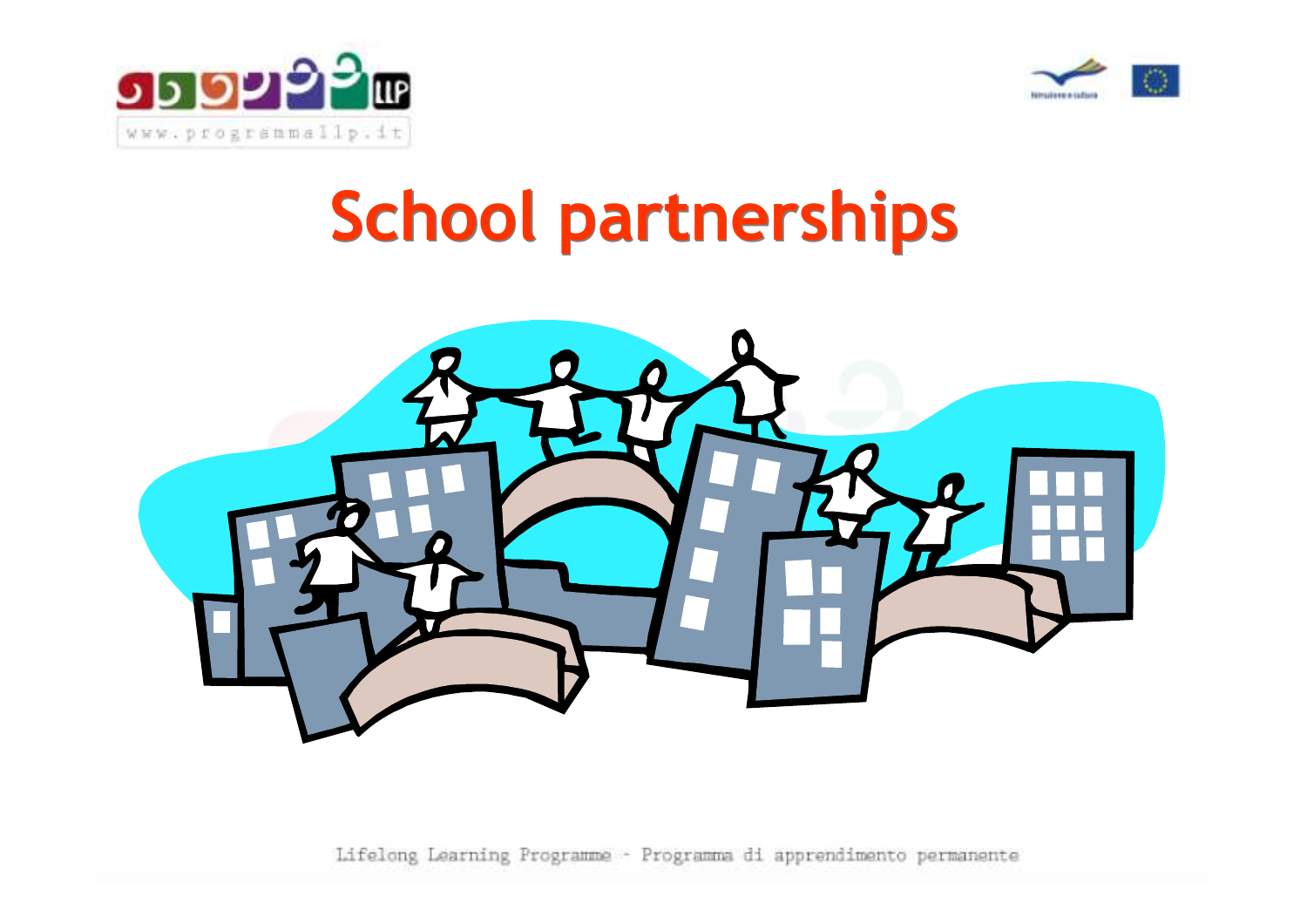# School partnerships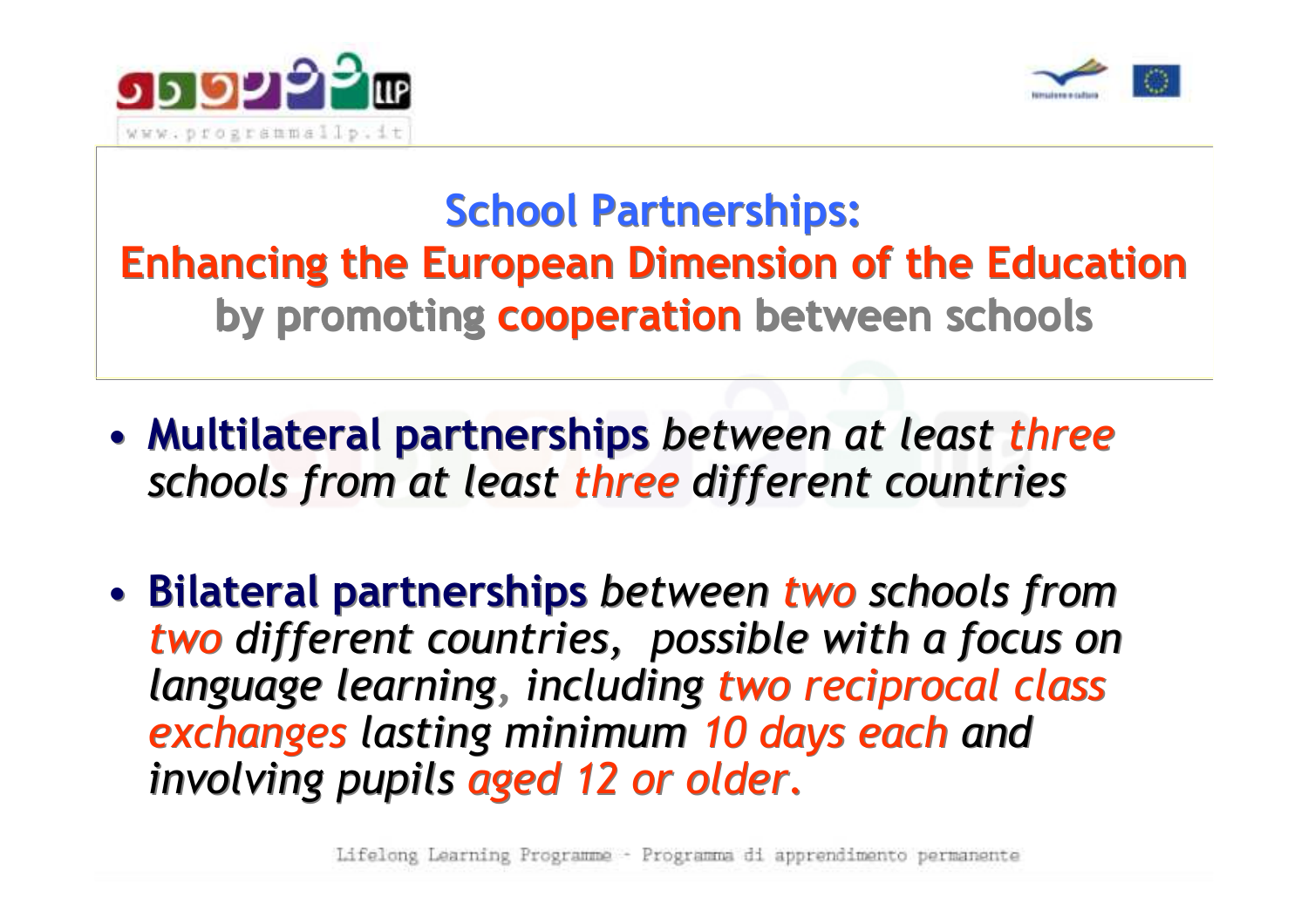## School Partnerships:
## Enhancing the European Dimension of the Education
### by promoting cooperation between schools

- **Multilateral partnerships** *between at least three schools from at least three different countries*

- **Bilateral partnerships** *between two schools from two different countries, possible with a focus on language learning, including two reciprocal class exchanges lasting minimum 10 days each and involving pupils aged 12 or older.*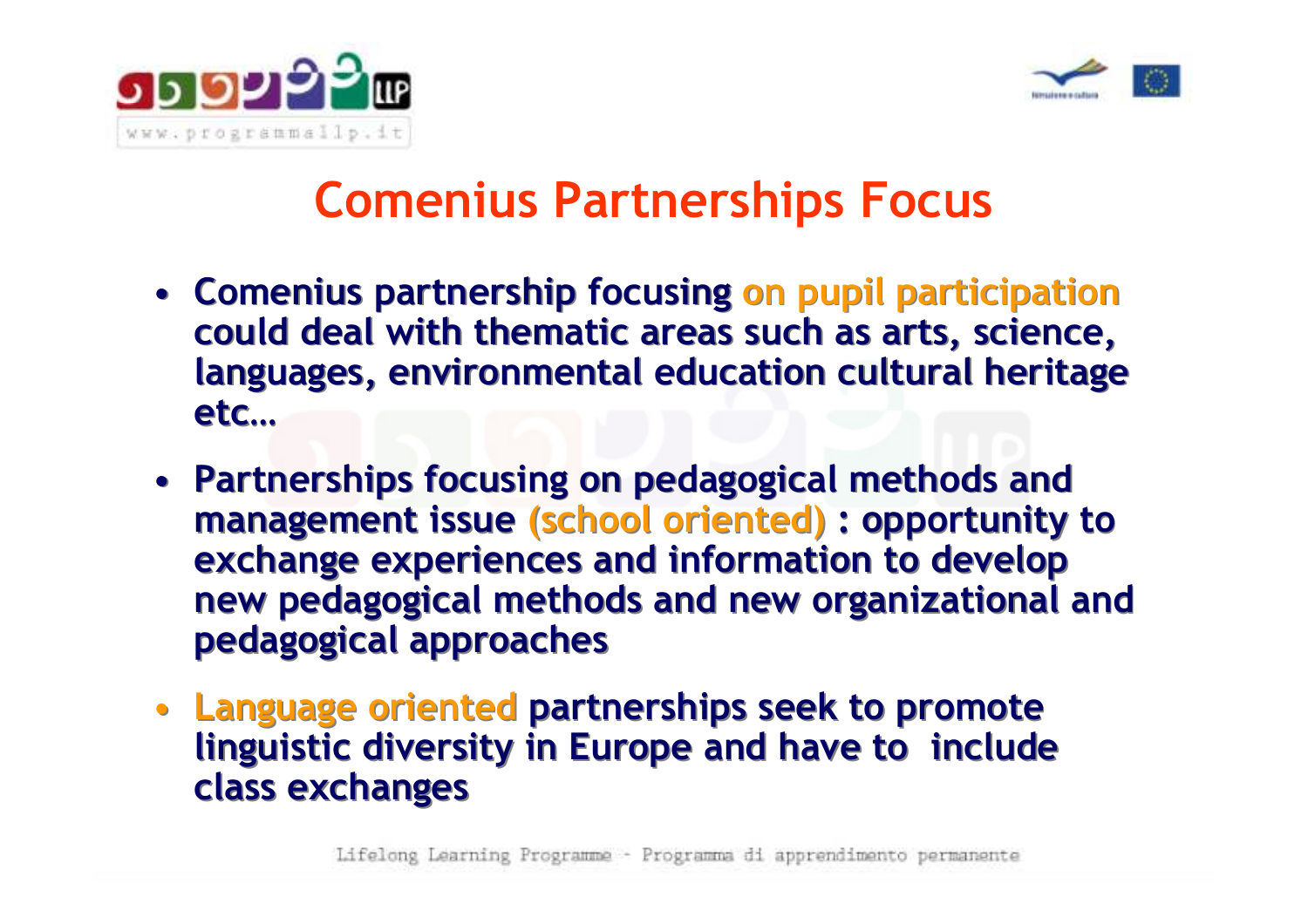# Comenius Partnerships Focus

- **Comenius partnership focusing on pupil participation could deal with thematic areas such as arts, science, languages, environmental education cultural heritage etc…**
- **Partnerships focusing on pedagogical methods and management issue (school oriented) : opportunity to exchange experiences and information to develop new pedagogical methods and new organizational and pedagogical approaches**
- **Language oriented partnerships seek to promote linguistic diversity in Europe and have to include class exchanges**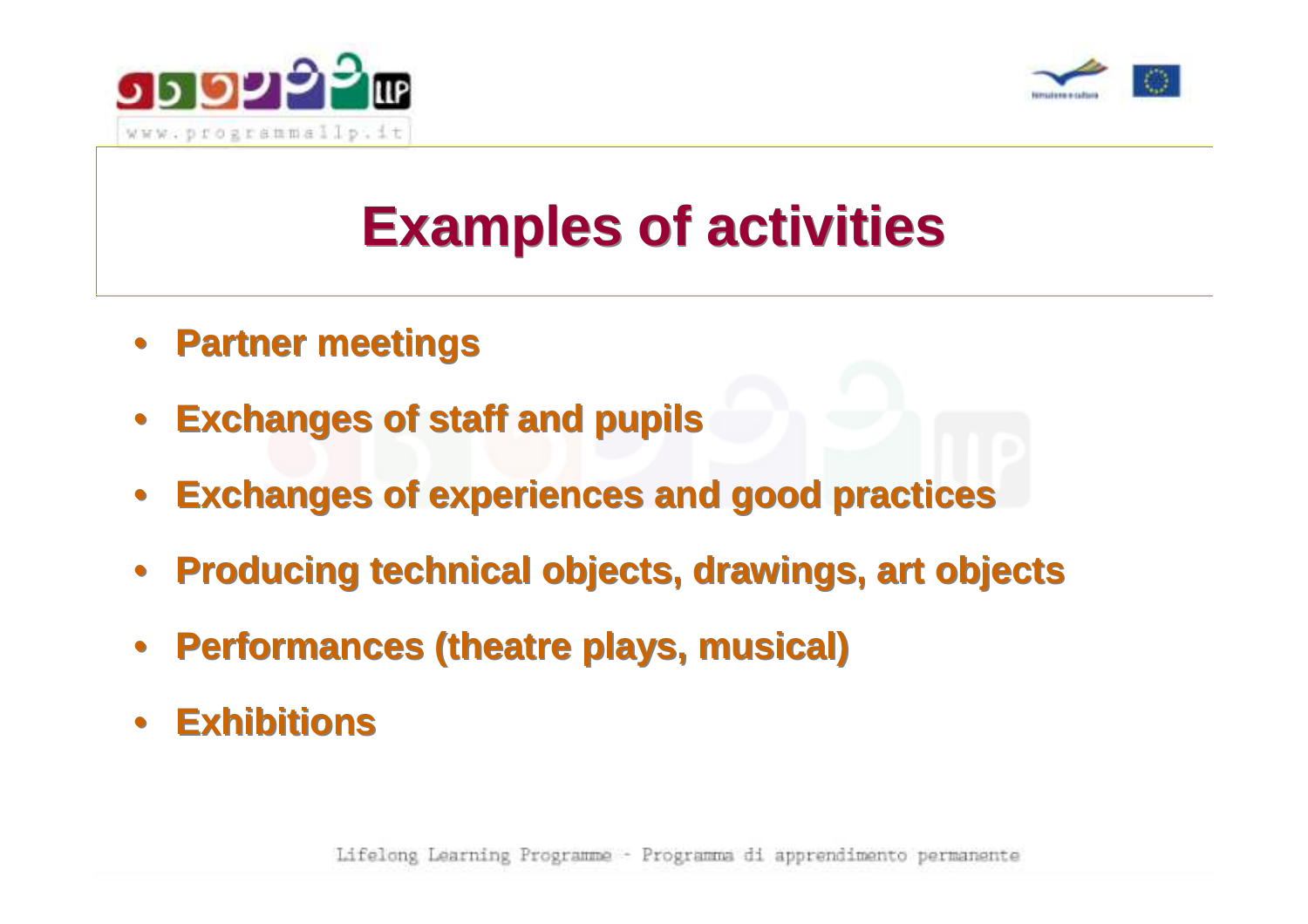# Examples of activities

- **Partner meetings**
- **Exchanges of staff and pupils**
- **Exchanges of experiences and good practices**
- **Producing technical objects, drawings, art objects**
- **Performances (theatre plays, musical)**
- **Exhibitions**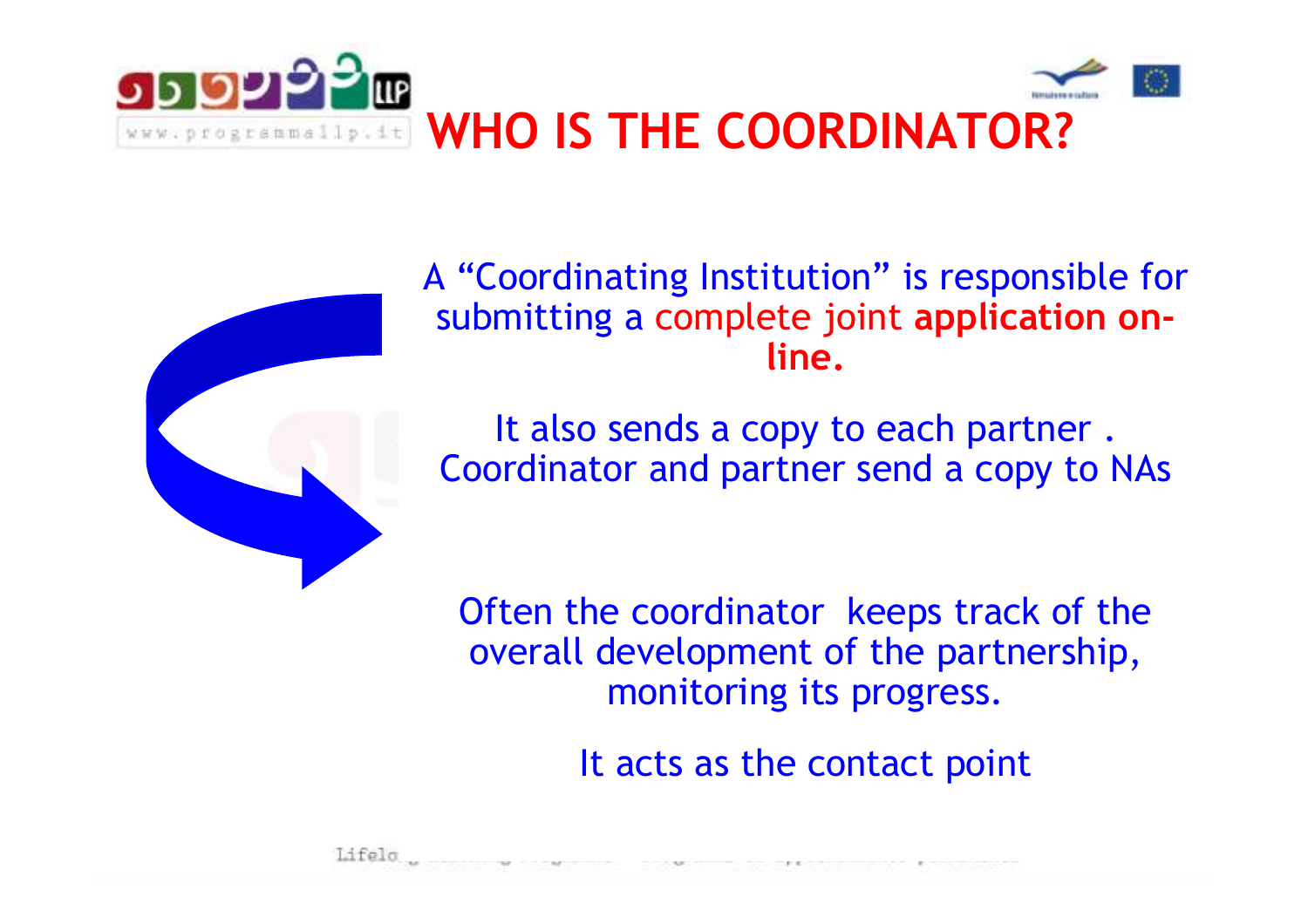# WHO IS THE COORDINATOR?

A "Coordinating Institution" is responsible for submitting a complete joint **application on-line.**

It also sends a copy to each partner . Coordinator and partner send a copy to NAs

Often the coordinator keeps track of the overall development of the partnership, monitoring its progress.

It acts as the contact point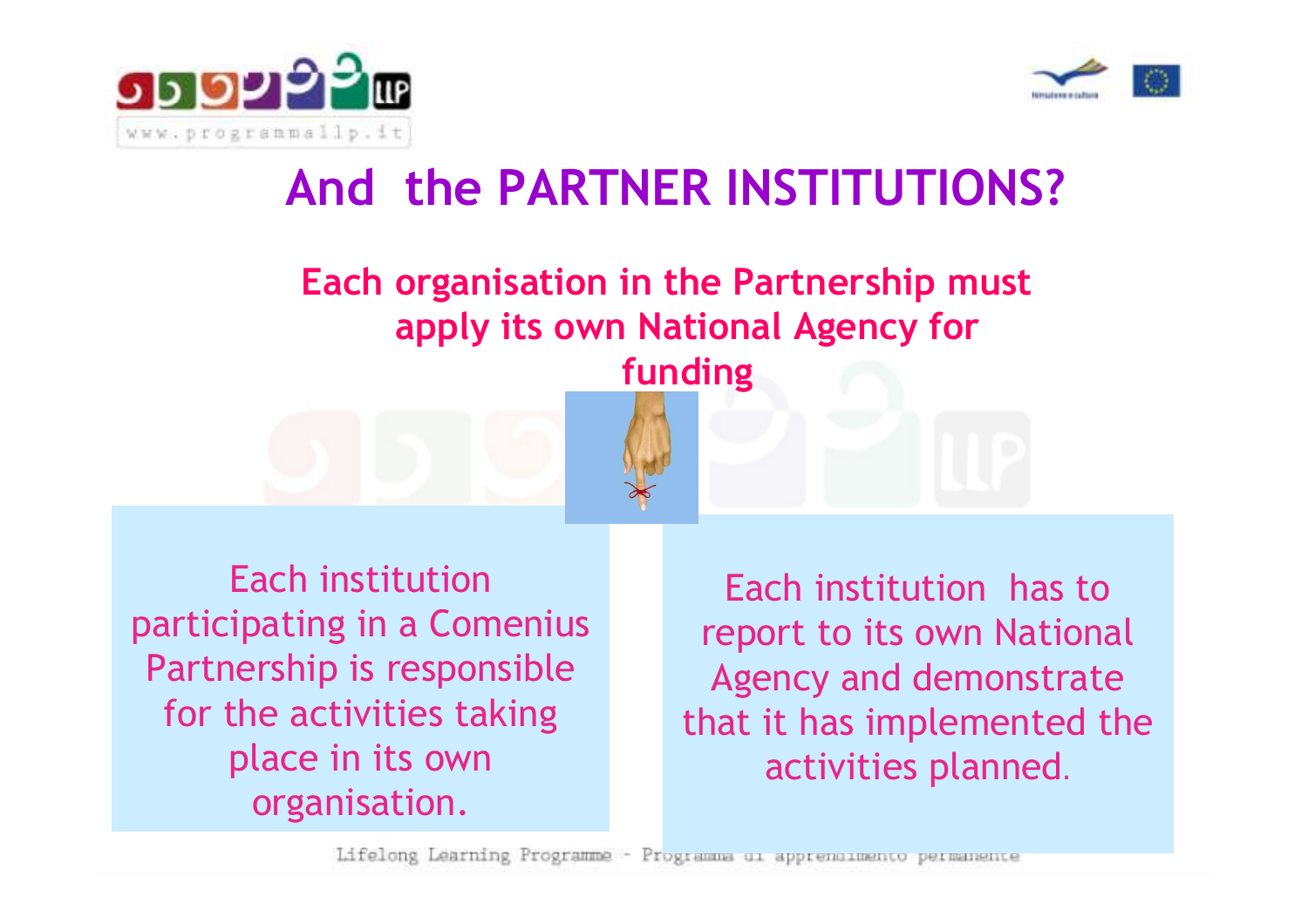# And the PARTNER INSTITUTIONS?

**Each organisation in the Partnership must apply its own National Agency for funding**

Each institution participating in a Comenius Partnership is responsible for the activities taking place in its own organisation.

Each institution has to report to its own National Agency and demonstrate that it has implemented the activities planned.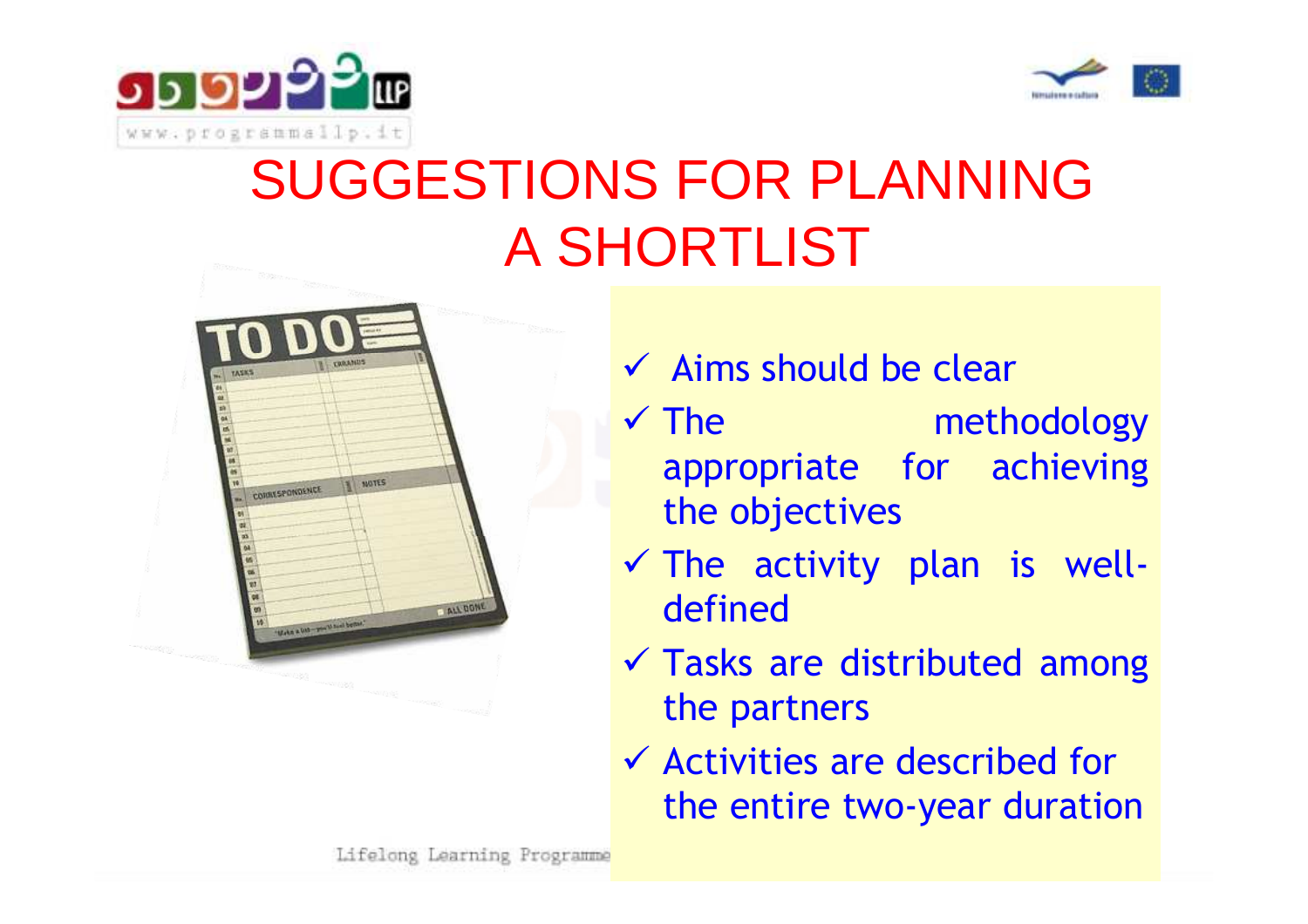# SUGGESTIONS FOR PLANNING A SHORTLIST

- ✓ Aims should be clear
- ✓ The methodology appropriate for achieving the objectives
- ✓ The activity plan is well-defined
- ✓ Tasks are distributed among the partners
- ✓ Activities are described for the entire two-year duration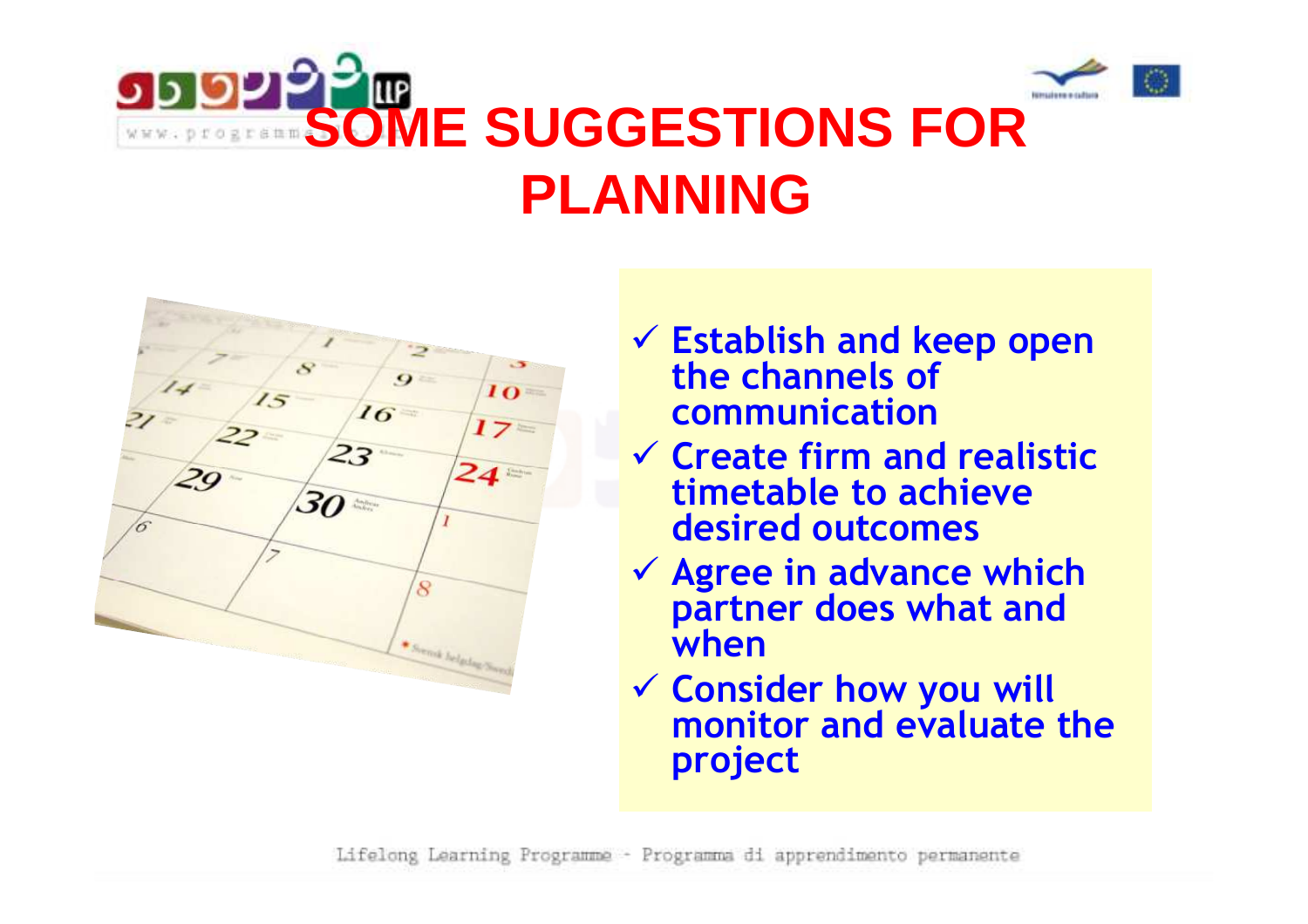# SOME SUGGESTIONS FOR PLANNING

- ✓ Establish and keep open the channels of communication
- ✓ Create firm and realistic timetable to achieve desired outcomes
- ✓ Agree in advance which partner does what and when
- ✓ Consider how you will monitor and evaluate the project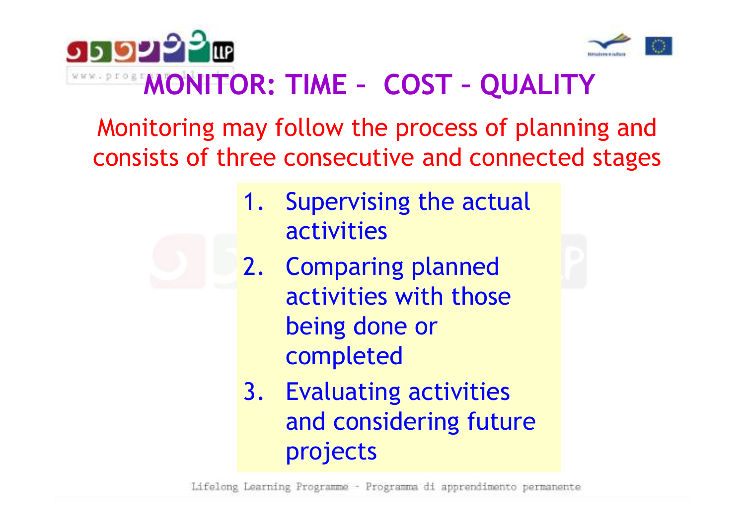# MONITOR: TIME – COST – QUALITY

Monitoring may follow the process of planning and consists of three consecutive and connected stages

1. Supervising the actual activities
2. Comparing planned activities with those being done or completed
3. Evaluating activities and considering future projects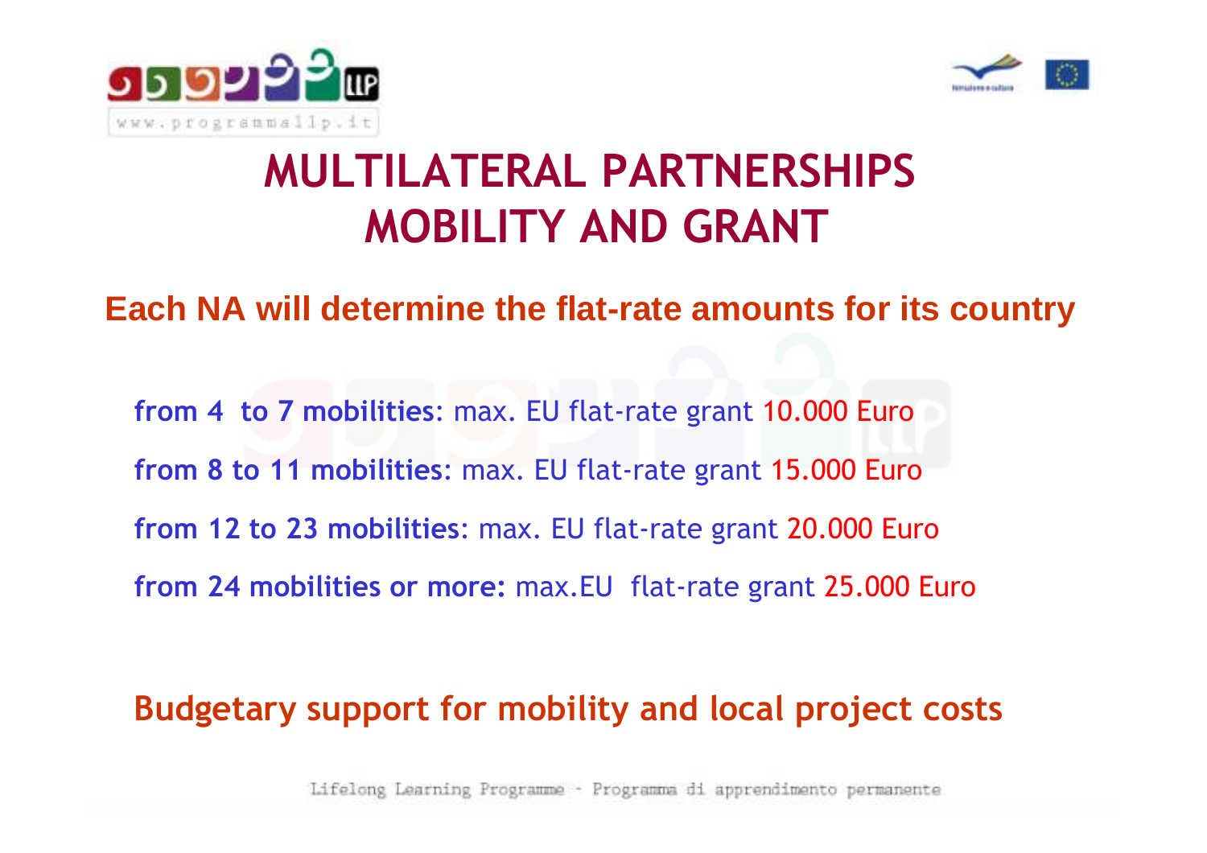# MULTILATERAL PARTNERSHIPS MOBILITY AND GRANT

## Each NA will determine the flat-rate amounts for its country

**from 4 to 7 mobilities**: max. EU flat-rate grant 10.000 Euro

**from 8 to 11 mobilities**: max. EU flat-rate grant 15.000 Euro

**from 12 to 23 mobilities**: max. EU flat-rate grant 20.000 Euro

**from 24 mobilities or more:** max.EU flat-rate grant 25.000 Euro

## Budgetary support for mobility and local project costs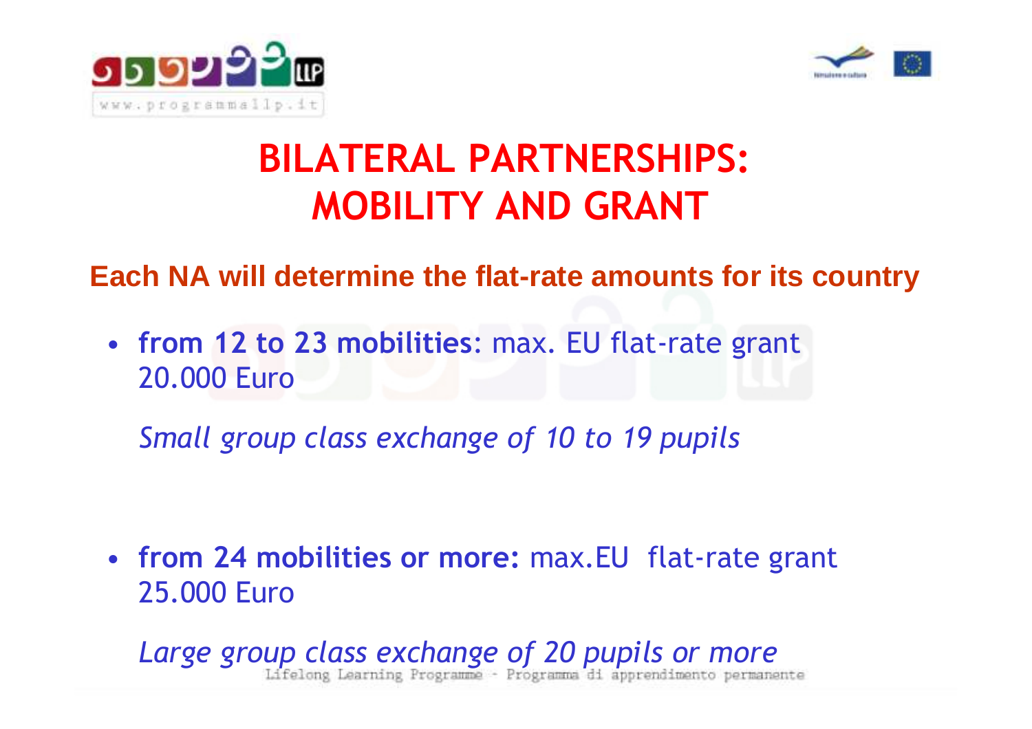# BILATERAL PARTNERSHIPS: MOBILITY AND GRANT

**Each NA will determine the flat-rate amounts for its country**

- **from 12 to 23 mobilities**: max. EU flat-rate grant 20.000 Euro

  *Small group class exchange of 10 to 19 pupils*

- **from 24 mobilities or more:** max.EU flat-rate grant 25.000 Euro

  *Large group class exchange of 20 pupils or more*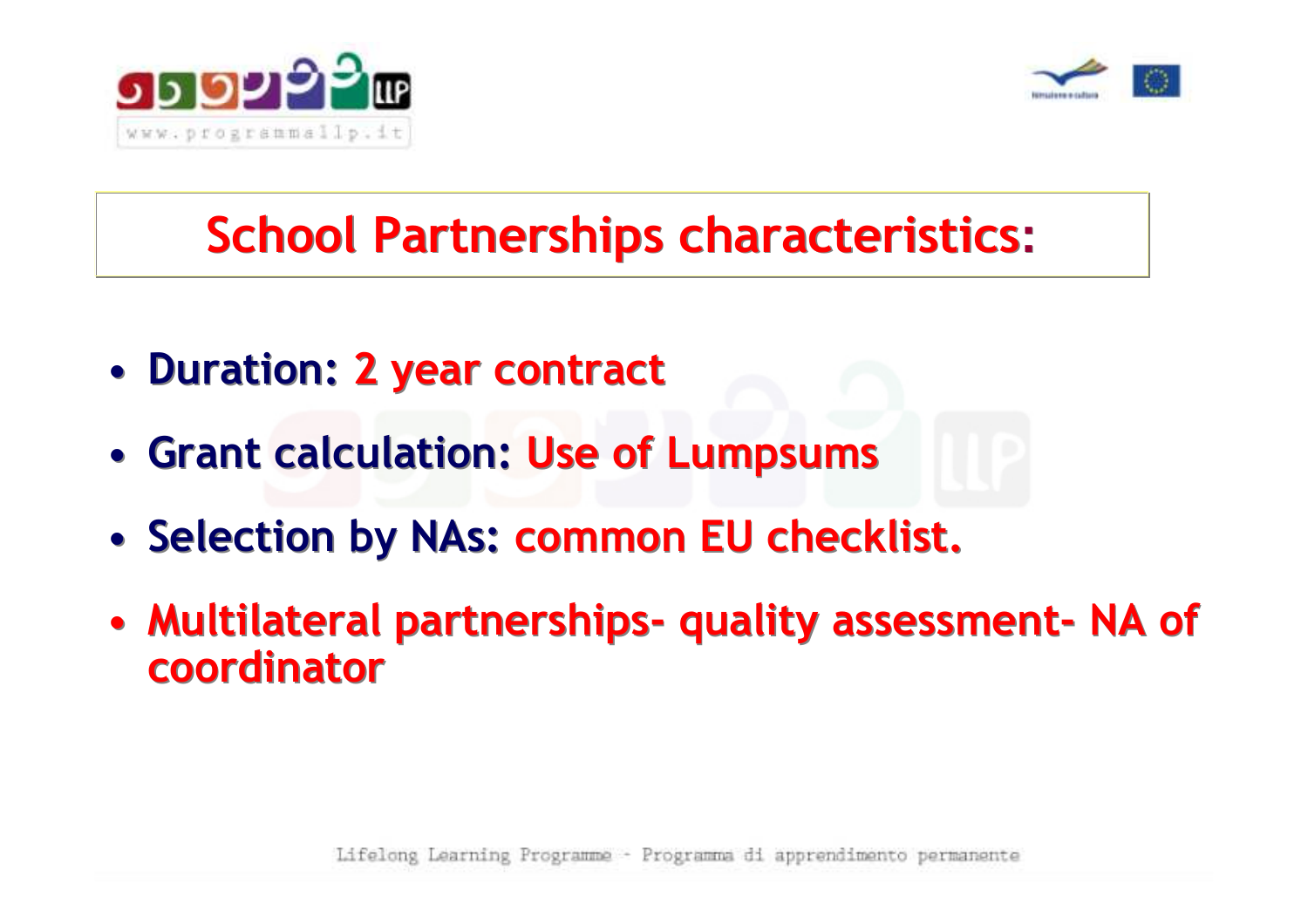# School Partnerships characteristics:

- **Duration: 2 year contract**
- **Grant calculation: Use of Lumpsums**
- **Selection by NAs: common EU checklist.**
- **Multilateral partnerships- quality assessment- NA of coordinator**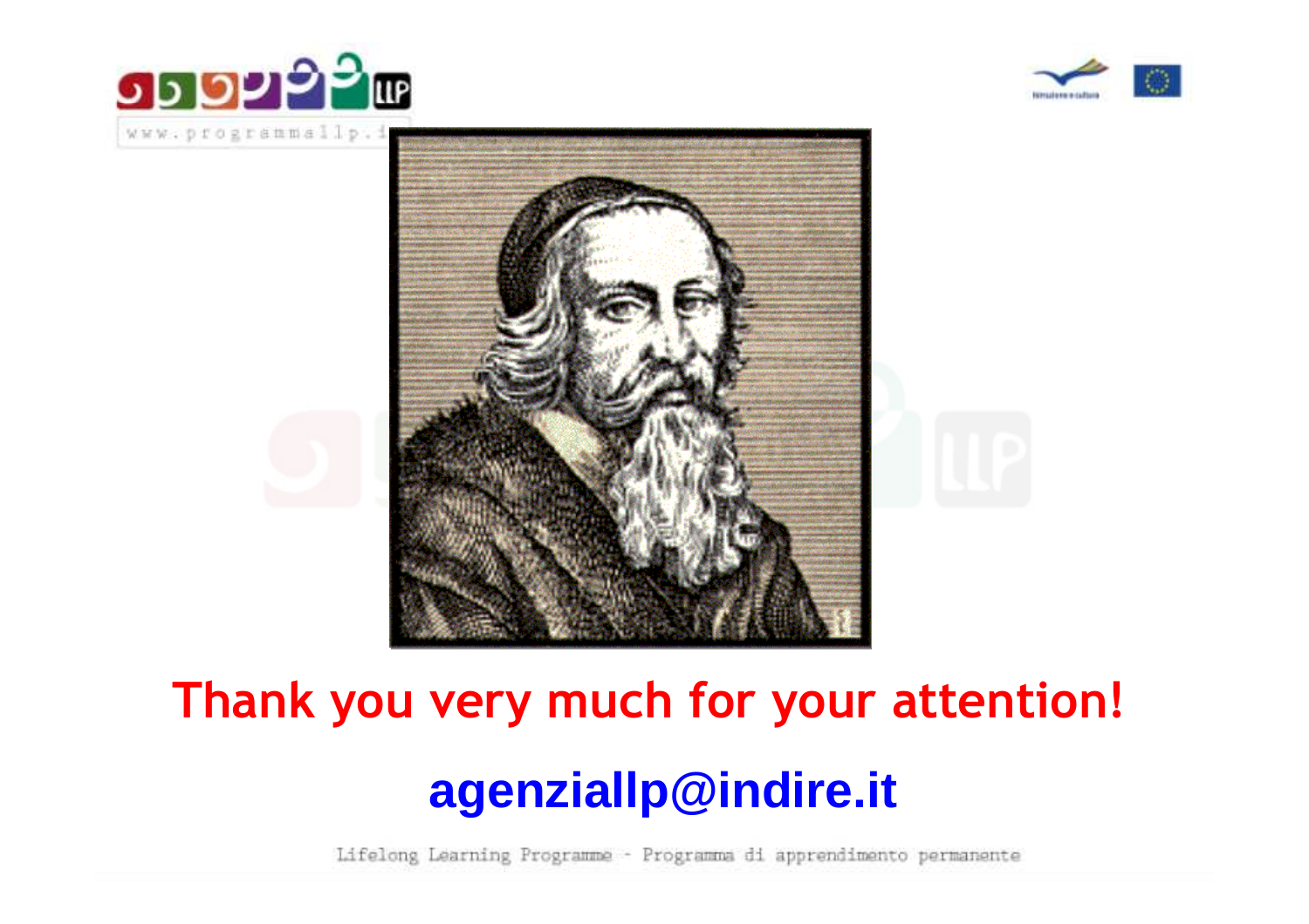**Thank you very much for your attention!**

**agenziallp@indire.it**